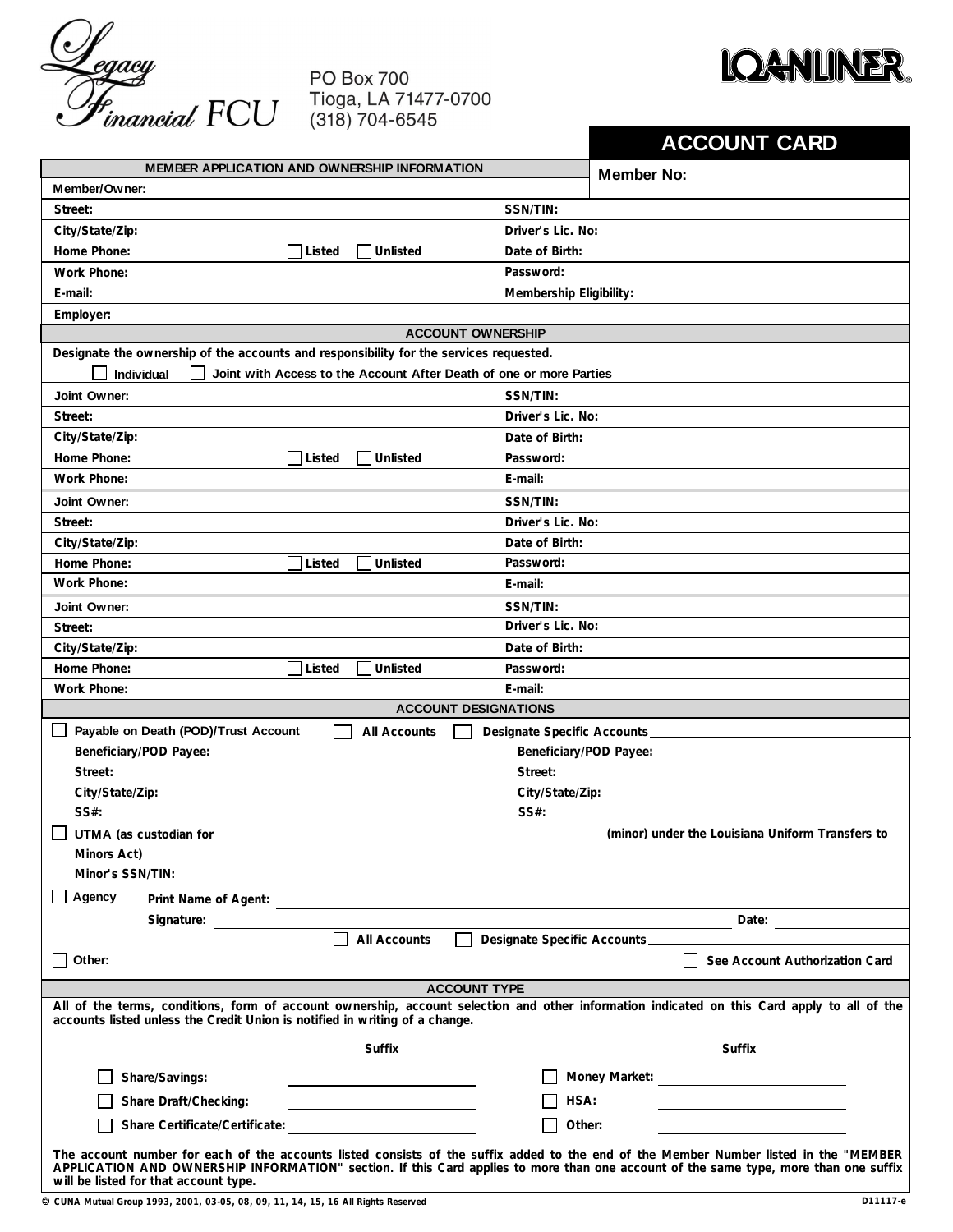Legacy Financial FCU

PO Box 700
Tioga, LA 71477-0700
(318) 704-6545

LOANLINER®

# ACCOUNT CARD

| MEMBER APPLICATION AND OWNERSHIP INFORMATION | | Member No: |
|---|---|---|
| Member/Owner: | | |
| Street: | SSN/TIN: | |
| City/State/Zip: | Driver's Lic. No: | |
| Home Phone: ☐ Listed ☐ Unlisted | Date of Birth: | |
| Work Phone: | Password: | |
| E-mail: | Membership Eligibility: | |
| Employer: | | |

## ACCOUNT OWNERSHIP

Designate the ownership of the accounts and responsibility for the services requested.

☐ Individual ☐ Joint with Access to the Account After Death of one or more Parties

| | |
|---|---|
| Joint Owner: | SSN/TIN: |
| Street: | Driver's Lic. No: |
| City/State/Zip: | Date of Birth: |
| Home Phone: ☐ Listed ☐ Unlisted | Password: |
| Work Phone: | E-mail: |
| Joint Owner: | SSN/TIN: |
| Street: | Driver's Lic. No: |
| City/State/Zip: | Date of Birth: |
| Home Phone: ☐ Listed ☐ Unlisted | Password: |
| Work Phone: | E-mail: |
| Joint Owner: | SSN/TIN: |
| Street: | Driver's Lic. No: |
| City/State/Zip: | Date of Birth: |
| Home Phone: ☐ Listed ☐ Unlisted | Password: |
| Work Phone: | E-mail: |

## ACCOUNT DESIGNATIONS

☐ Payable on Death (POD)/Trust Account ☐ All Accounts ☐ Designate Specific Accounts ____________

| | |
|---|---|
| Beneficiary/POD Payee: | Beneficiary/POD Payee: |
| Street: | Street: |
| City/State/Zip: | City/State/Zip: |
| SS#: | SS#: |

☐ UTMA (as custodian for ____________ (minor) under the Louisiana Uniform Transfers to Minors Act)

Minor's SSN/TIN:

☐ Agency Print Name of Agent: ____________

Signature: ____________ Date: ____________

☐ All Accounts ☐ Designate Specific Accounts ____________

☐ Other: ☐ See Account Authorization Card

## ACCOUNT TYPE

All of the terms, conditions, form of account ownership, account selection and other information indicated on this Card apply to all of the accounts listed unless the Credit Union is notified in writing of a change.

| | Suffix | | Suffix |
|---|---|---|---|
| ☐ Share/Savings: | ____________ | ☐ Money Market: | ____________ |
| ☐ Share Draft/Checking: | ____________ | ☐ HSA: | ____________ |
| ☐ Share Certificate/Certificate: | ____________ | ☐ Other: | ____________ |

The account number for each of the accounts listed consists of the suffix added to the end of the Member Number listed in the "MEMBER APPLICATION AND OWNERSHIP INFORMATION" section. If this Card applies to more than one account of the same type, more than one suffix will be listed for that account type.

© CUNA Mutual Group 1993, 2001, 03-05, 08, 09, 11, 14, 15, 16 All Rights Reserved D11117-e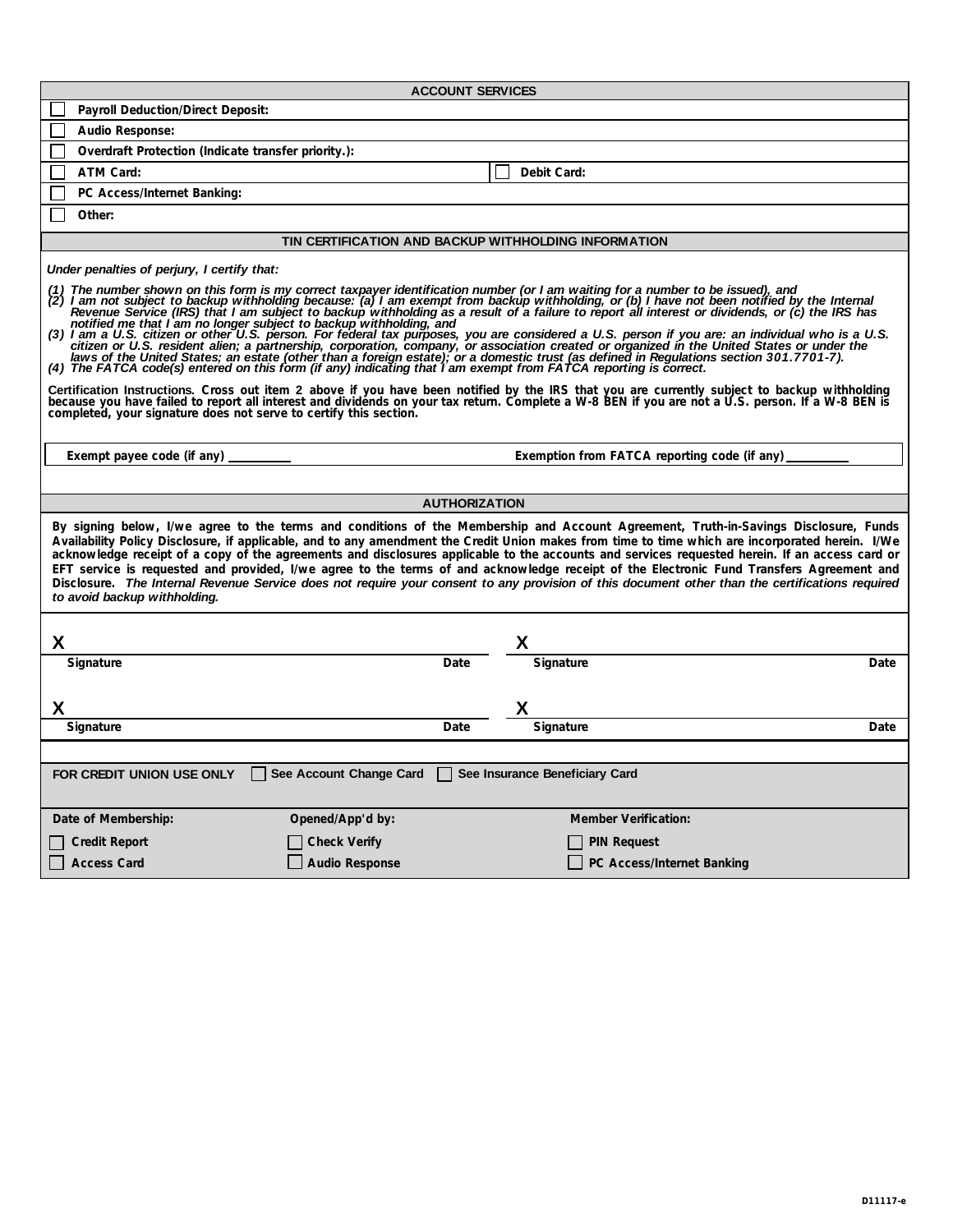## ACCOUNT SERVICES

| | |
|---|---|
| ☐ **Payroll Deduction/Direct Deposit:** | |
| ☐ **Audio Response:** | |
| ☐ **Overdraft Protection (Indicate transfer priority.):** | |
| ☐ **ATM Card:** | ☐ **Debit Card:** |
| ☐ **PC Access/Internet Banking:** | |
| ☐ **Other:** | |

## TIN CERTIFICATION AND BACKUP WITHHOLDING INFORMATION

***Under penalties of perjury, I certify that:***

*(1) The number shown on this form is my correct taxpayer identification number (or I am waiting for a number to be issued), and*
*(2) I am not subject to backup withholding because: (a) I am exempt from backup withholding, or (b) I have not been notified by the Internal Revenue Service (IRS) that I am subject to backup withholding as a result of a failure to report all interest or dividends, or (c) the IRS has notified me that I am no longer subject to backup withholding, and*
*(3) I am a U.S. citizen or other U.S. person. For federal tax purposes, you are considered a U.S. person if you are: an individual who is a U.S. citizen or U.S. resident alien; a partnership, corporation, company, or association created or organized in the United States or under the laws of the United States; an estate (other than a foreign estate); or a domestic trust (as defined in Regulations section 301.7701-7).*
*(4) The FATCA code(s) entered on this form (if any) indicating that I am exempt from FATCA reporting is correct.*

**Certification Instructions. Cross out item 2 above if you have been notified by the IRS that you are currently subject to backup withholding because you have failed to report all interest and dividends on your tax return. Complete a W-8 BEN if you are not a U.S. person. If a W-8 BEN is completed, your signature does not serve to certify this section.**

**Exempt payee code (if any)** __________ **Exemption from FATCA reporting code (if any)** __________

## AUTHORIZATION

**By signing below, I/we agree to the terms and conditions of the Membership and Account Agreement, Truth-in-Savings Disclosure, Funds Availability Policy Disclosure, if applicable, and to any amendment the Credit Union makes from time to time which are incorporated herein. I/We acknowledge receipt of a copy of the agreements and disclosures applicable to the accounts and services requested herein. If an access card or EFT service is requested and provided, I/we agree to the terms of and acknowledge receipt of the Electronic Fund Transfers Agreement and Disclosure.** ***The Internal Revenue Service does not require your consent to any provision of this document other than the certifications required to avoid backup withholding.***

| | | | |
|---|---|---|---|
| X | | X | |
| **Signature** | **Date** | **Signature** | **Date** |
| X | | X | |
| **Signature** | **Date** | **Signature** | **Date** |

**FOR CREDIT UNION USE ONLY** ☐ **See Account Change Card** ☐ **See Insurance Beneficiary Card**

| | | |
|---|---|---|
| **Date of Membership:** | **Opened/App'd by:** | **Member Verification:** |
| ☐ **Credit Report** | ☐ **Check Verify** | ☐ **PIN Request** |
| ☐ **Access Card** | ☐ **Audio Response** | ☐ **PC Access/Internet Banking** |

D11117-e